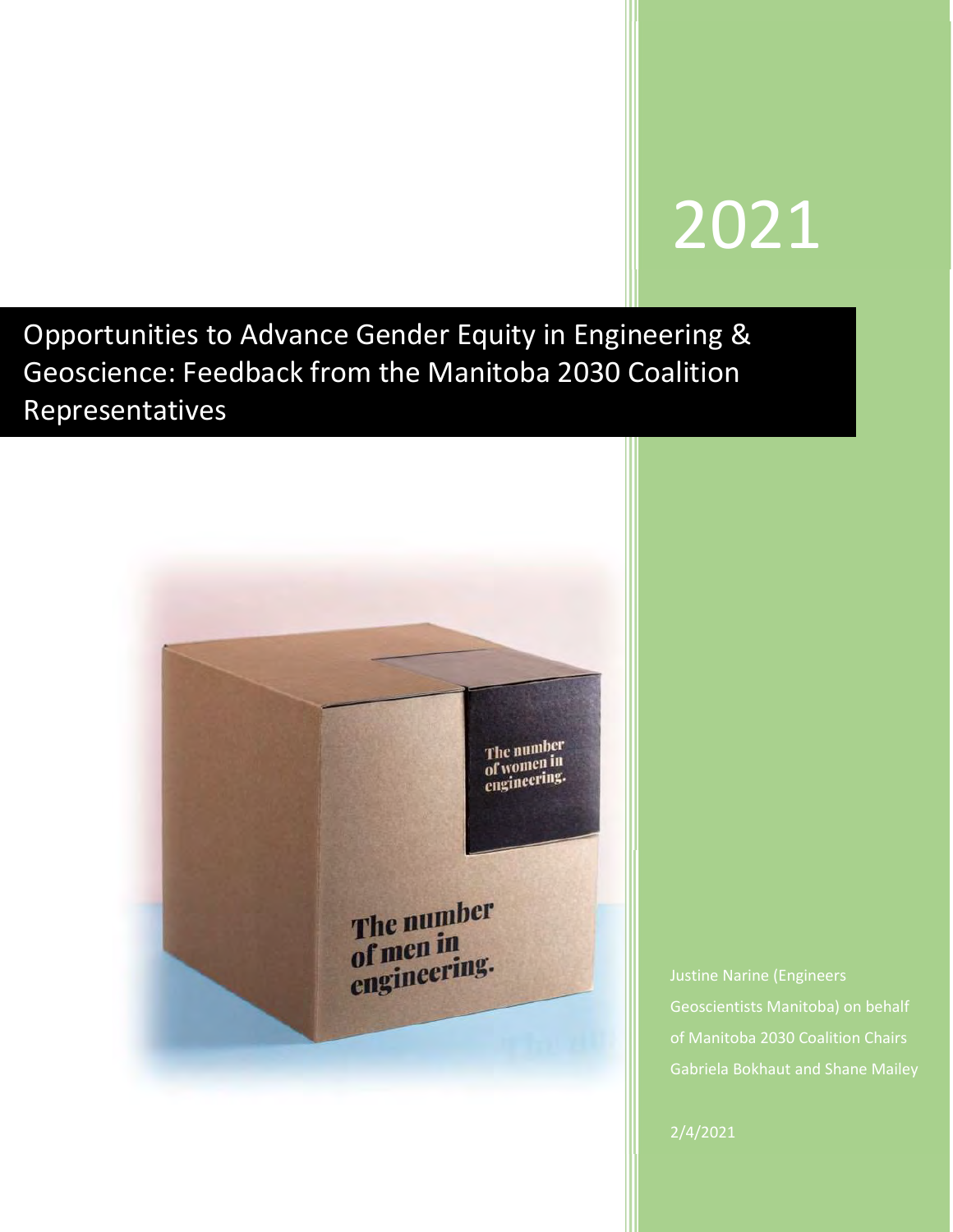2021

# Opportunities to Advance Gender Equity in Engineering & Geoscience: Feedback from the Manitoba 2030 Coalition Representatives

Justine Narine (Engineers Geoscientists Manitoba) on behalf of Manitoba 2030 Coalition Chairs Gabriela Bokhaut and Shane Mailey

2/4/2021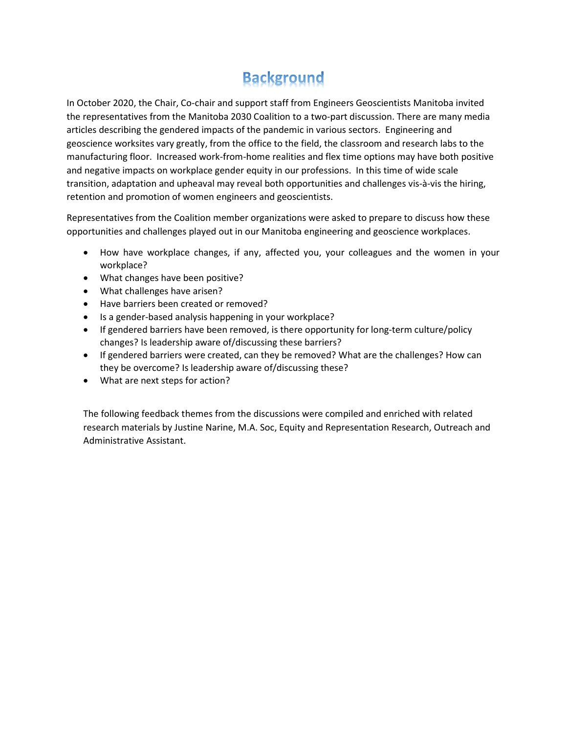# Background

In October 2020, the Chair, Co-chair and support staff from Engineers Geoscientists Manitoba invited the representatives from the Manitoba 2030 Coalition to a two-part discussion. There are many media articles describing the gendered impacts of the pandemic in various sectors. Engineering and geoscience worksites vary greatly, from the office to the field, the classroom and research labs to the manufacturing floor. Increased work-from-home realities and flex time options may have both positive and negative impacts on workplace gender equity in our professions. In this time of wide scale transition, adaptation and upheaval may reveal both opportunities and challenges vis-à-vis the hiring, retention and promotion of women engineers and geoscientists.

Representatives from the Coalition member organizations were asked to prepare to discuss how these opportunities and challenges played out in our Manitoba engineering and geoscience workplaces.

- How have workplace changes, if any, affected you, your colleagues and the women in your workplace?
- What changes have been positive?
- What challenges have arisen?
- Have barriers been created or removed?
- Is a gender-based analysis happening in your workplace?
- If gendered barriers have been removed, is there opportunity for long-term culture/policy changes? Is leadership aware of/discussing these barriers?
- If gendered barriers were created, can they be removed? What are the challenges? How can they be overcome? Is leadership aware of/discussing these?
- What are next steps for action?

The following feedback themes from the discussions were compiled and enriched with related research materials by Justine Narine, M.A. Soc, Equity and Representation Research, Outreach and Administrative Assistant.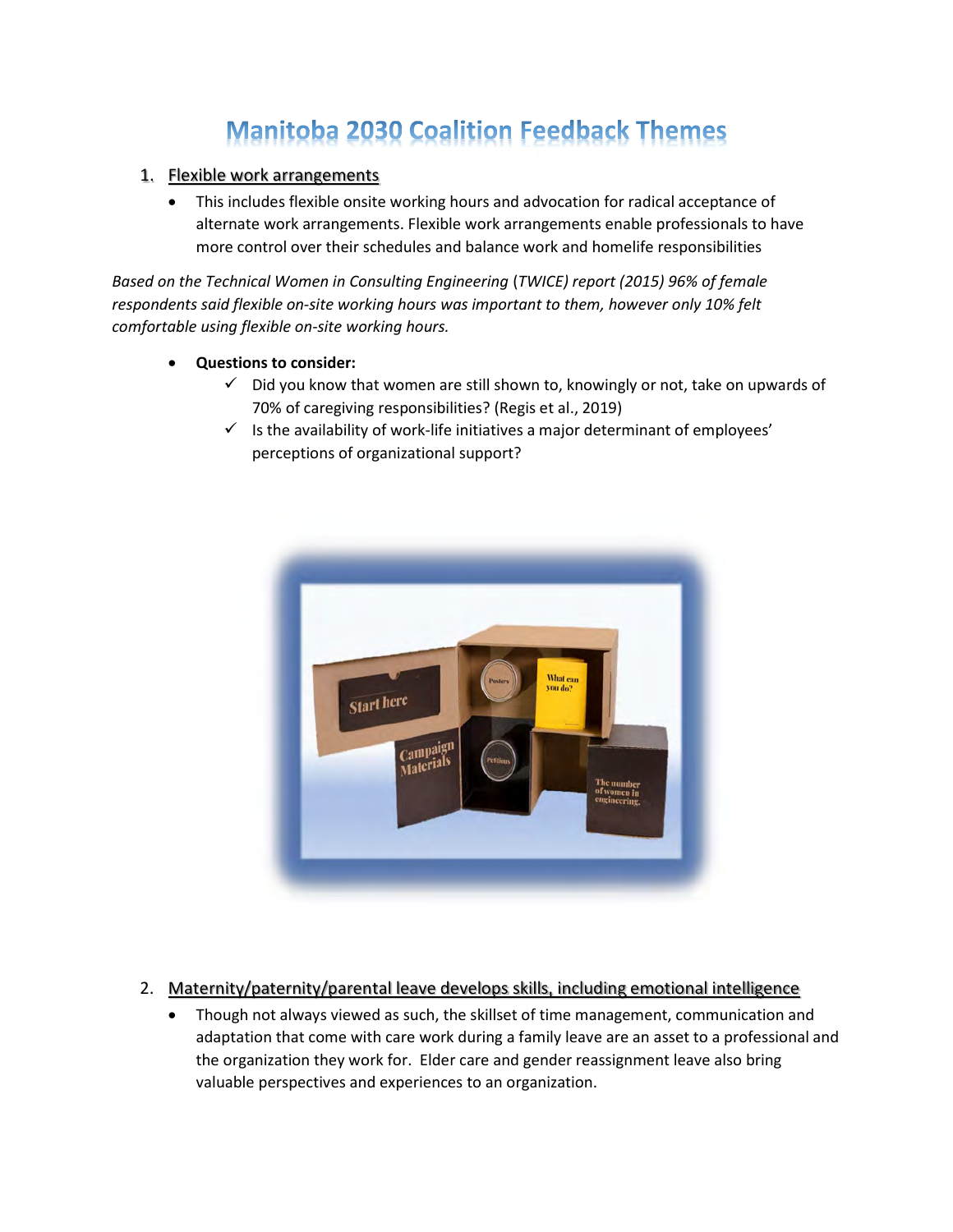# Manitoba 2030 Coalition Feedback Themes

1. Flexible work arrangements
   - This includes flexible onsite working hours and advocation for radical acceptance of alternate work arrangements. Flexible work arrangements enable professionals to have more control over their schedules and balance work and homelife responsibilities

*Based on the Technical Women in Consulting Engineering (TWICE) report (2015) 96% of female respondents said flexible on-site working hours was important to them, however only 10% felt comfortable using flexible on-site working hours.*

- **Questions to consider:**
  - ✓ Did you know that women are still shown to, knowingly or not, take on upwards of 70% of caregiving responsibilities? (Regis et al., 2019)
  - ✓ Is the availability of work-life initiatives a major determinant of employees' perceptions of organizational support?

2. Maternity/paternity/parental leave develops skills, including emotional intelligence
   - Though not always viewed as such, the skillset of time management, communication and adaptation that come with care work during a family leave are an asset to a professional and the organization they work for. Elder care and gender reassignment leave also bring valuable perspectives and experiences to an organization.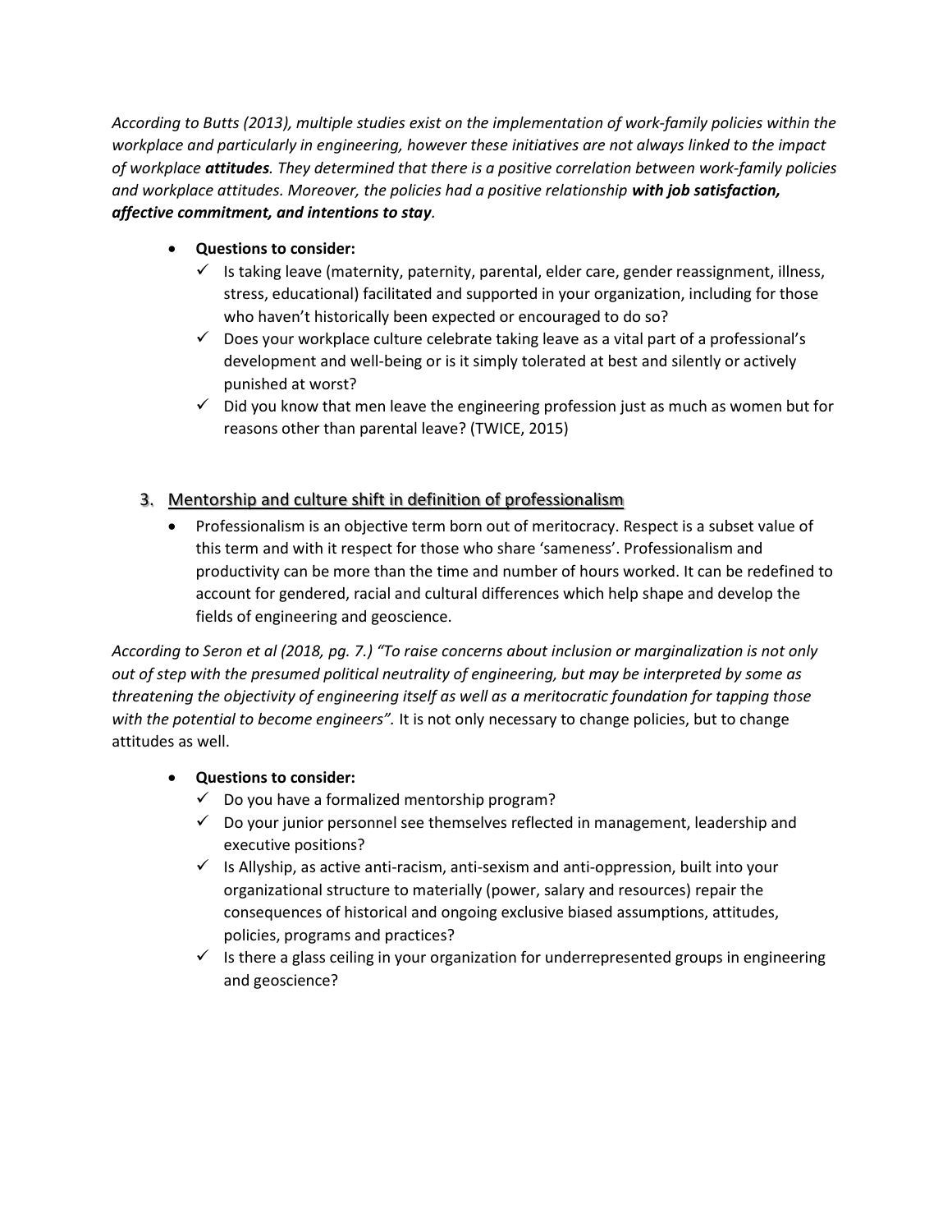*According to Butts (2013), multiple studies exist on the implementation of work-family policies within the workplace and particularly in engineering, however these initiatives are not always linked to the impact of workplace **attitudes**. They determined that there is a positive correlation between work-family policies and workplace attitudes. Moreover, the policies had a positive relationship **with job satisfaction, affective commitment, and intentions to stay**.*

- **Questions to consider:**
  - ✓ Is taking leave (maternity, paternity, parental, elder care, gender reassignment, illness, stress, educational) facilitated and supported in your organization, including for those who haven't historically been expected or encouraged to do so?
  - ✓ Does your workplace culture celebrate taking leave as a vital part of a professional's development and well-being or is it simply tolerated at best and silently or actively punished at worst?
  - ✓ Did you know that men leave the engineering profession just as much as women but for reasons other than parental leave? (TWICE, 2015)

## 3. Mentorship and culture shift in definition of professionalism

- Professionalism is an objective term born out of meritocracy. Respect is a subset value of this term and with it respect for those who share 'sameness'. Professionalism and productivity can be more than the time and number of hours worked. It can be redefined to account for gendered, racial and cultural differences which help shape and develop the fields of engineering and geoscience.

*According to Seron et al (2018, pg. 7.) "To raise concerns about inclusion or marginalization is not only out of step with the presumed political neutrality of engineering, but may be interpreted by some as threatening the objectivity of engineering itself as well as a meritocratic foundation for tapping those with the potential to become engineers".* It is not only necessary to change policies, but to change attitudes as well.

- **Questions to consider:**
  - ✓ Do you have a formalized mentorship program?
  - ✓ Do your junior personnel see themselves reflected in management, leadership and executive positions?
  - ✓ Is Allyship, as active anti-racism, anti-sexism and anti-oppression, built into your organizational structure to materially (power, salary and resources) repair the consequences of historical and ongoing exclusive biased assumptions, attitudes, policies, programs and practices?
  - ✓ Is there a glass ceiling in your organization for underrepresented groups in engineering and geoscience?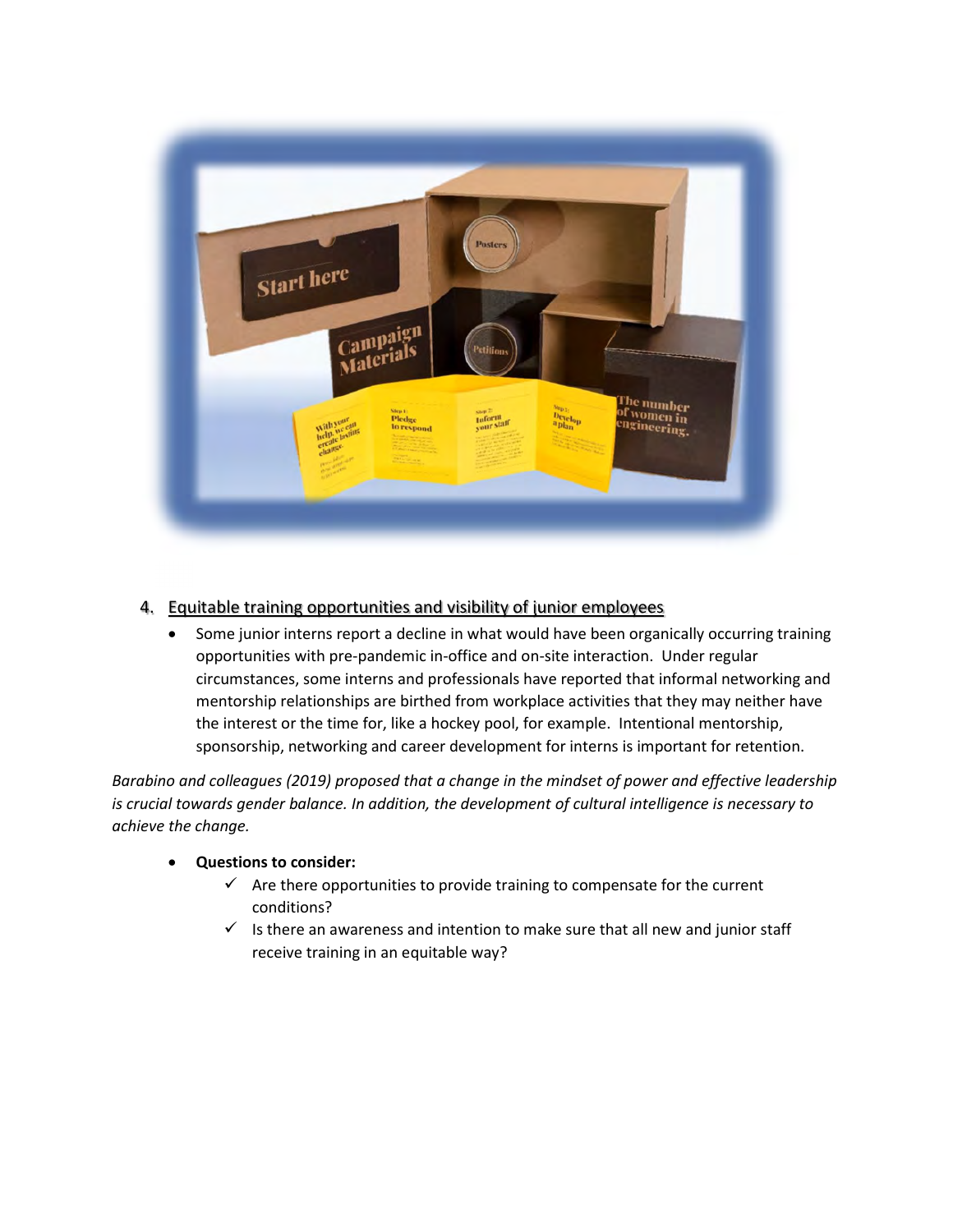4. Equitable training opportunities and visibility of junior employees
   - Some junior interns report a decline in what would have been organically occurring training opportunities with pre-pandemic in-office and on-site interaction. Under regular circumstances, some interns and professionals have reported that informal networking and mentorship relationships are birthed from workplace activities that they may neither have the interest or the time for, like a hockey pool, for example. Intentional mentorship, sponsorship, networking and career development for interns is important for retention.

*Barabino and colleagues (2019) proposed that a change in the mindset of power and effective leadership is crucial towards gender balance. In addition, the development of cultural intelligence is necessary to achieve the change.*

- **Questions to consider:**
  - ✓ Are there opportunities to provide training to compensate for the current conditions?
  - ✓ Is there an awareness and intention to make sure that all new and junior staff receive training in an equitable way?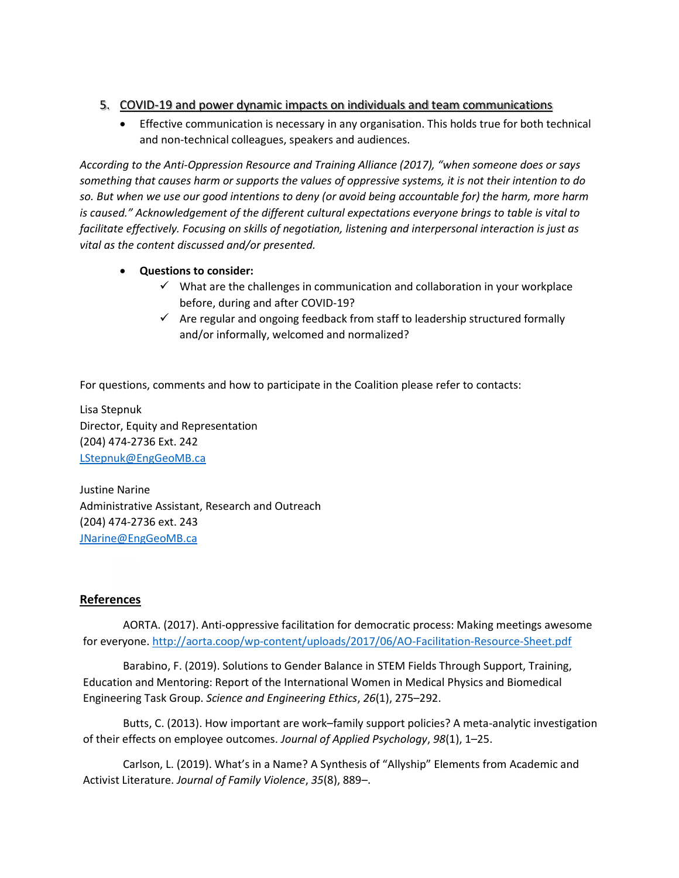## 5. COVID-19 and power dynamic impacts on individuals and team communications

- Effective communication is necessary in any organisation. This holds true for both technical and non-technical colleagues, speakers and audiences.

*According to the Anti-Oppression Resource and Training Alliance (2017), "when someone does or says something that causes harm or supports the values of oppressive systems, it is not their intention to do so. But when we use our good intentions to deny (or avoid being accountable for) the harm, more harm is caused." Acknowledgement of the different cultural expectations everyone brings to table is vital to facilitate effectively. Focusing on skills of negotiation, listening and interpersonal interaction is just as vital as the content discussed and/or presented.*

- **Questions to consider:**
  - ✓ What are the challenges in communication and collaboration in your workplace before, during and after COVID-19?
  - ✓ Are regular and ongoing feedback from staff to leadership structured formally and/or informally, welcomed and normalized?

For questions, comments and how to participate in the Coalition please refer to contacts:

Lisa Stepnuk
Director, Equity and Representation
(204) 474-2736 Ext. 242
LStepnuk@EngGeoMB.ca

Justine Narine
Administrative Assistant, Research and Outreach
(204) 474-2736 ext. 243
JNarine@EngGeoMB.ca

## References

AORTA. (2017). Anti-oppressive facilitation for democratic process: Making meetings awesome for everyone. http://aorta.coop/wp-content/uploads/2017/06/AO-Facilitation-Resource-Sheet.pdf

Barabino, F. (2019). Solutions to Gender Balance in STEM Fields Through Support, Training, Education and Mentoring: Report of the International Women in Medical Physics and Biomedical Engineering Task Group. *Science and Engineering Ethics*, *26*(1), 275–292.

Butts, C. (2013). How important are work–family support policies? A meta-analytic investigation of their effects on employee outcomes. *Journal of Applied Psychology*, *98*(1), 1–25.

Carlson, L. (2019). What's in a Name? A Synthesis of "Allyship" Elements from Academic and Activist Literature. *Journal of Family Violence*, *35*(8), 889–.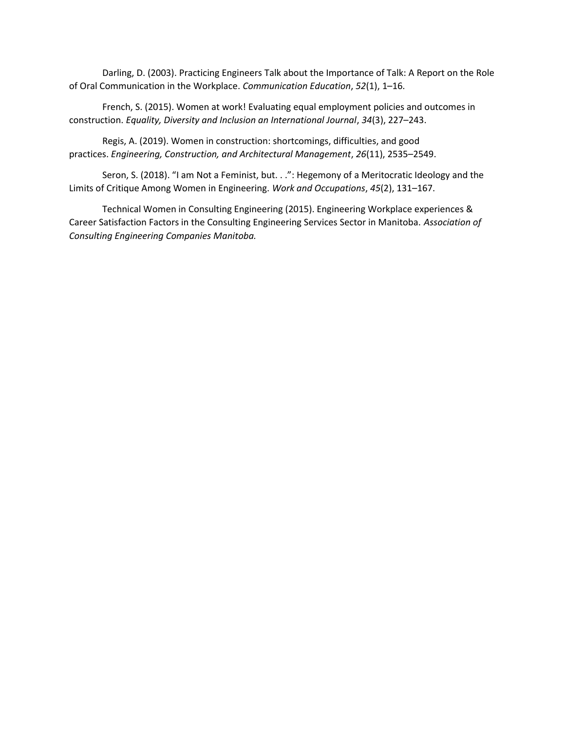Darling, D. (2003). Practicing Engineers Talk about the Importance of Talk: A Report on the Role of Oral Communication in the Workplace. *Communication Education*, *52*(1), 1–16.

French, S. (2015). Women at work! Evaluating equal employment policies and outcomes in construction. *Equality, Diversity and Inclusion an International Journal*, *34*(3), 227–243.

Regis, A. (2019). Women in construction: shortcomings, difficulties, and good practices. *Engineering, Construction, and Architectural Management*, *26*(11), 2535–2549.

Seron, S. (2018). "I am Not a Feminist, but. . .": Hegemony of a Meritocratic Ideology and the Limits of Critique Among Women in Engineering. *Work and Occupations*, *45*(2), 131–167.

Technical Women in Consulting Engineering (2015). Engineering Workplace experiences & Career Satisfaction Factors in the Consulting Engineering Services Sector in Manitoba. *Association of Consulting Engineering Companies Manitoba.*